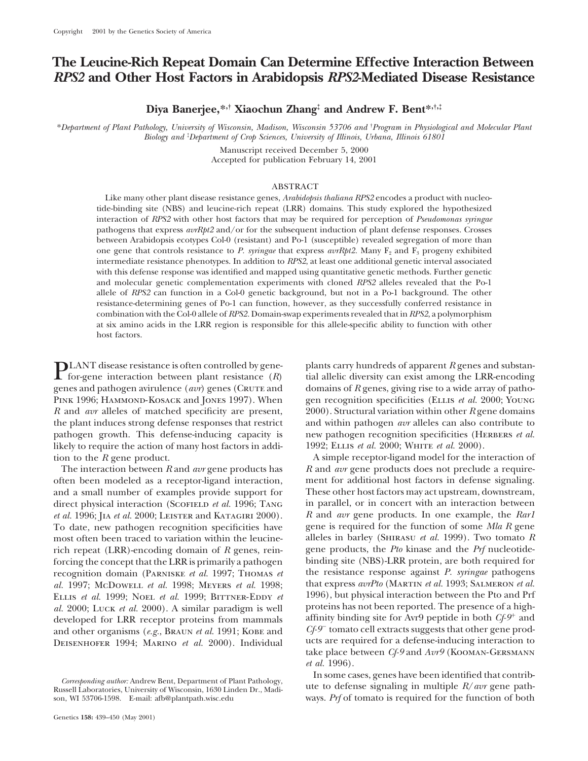Copyright 2001 by the Genetics Society of America

# The Leucine-Rich Repeat Domain Can Determine Effective Interaction Between *RPS2* and Other Host Factors in Arabidopsis *RPS2*-Mediated Disease Resistance

**Diya Banerjee,\*,† Xiaochun Zhang‡ and Andrew F. Bent\*,†,‡**

\*Department of Plant Pathology, University of Wisconsin, Madison, Wisconsin 53706 and †Program in Physiological and Molecular Plant Biology and ‡Department of Crop Sciences, University of Illinois, Urbana, Illinois 61801

Manuscript received December 5, 2000
Accepted for publication February 14, 2001

## ABSTRACT

Like many other plant disease resistance genes, *Arabidopsis thaliana RPS2* encodes a product with nucleotide-binding site (NBS) and leucine-rich repeat (LRR) domains. This study explored the hypothesized interaction of *RPS2* with other host factors that may be required for perception of *Pseudomonas syringae* pathogens that express *avrRpt2* and/or for the subsequent induction of plant defense responses. Crosses between Arabidopsis ecotypes Col-0 (resistant) and Po-1 (susceptible) revealed segregation of more than one gene that controls resistance to *P. syringae* that express *avrRpt2*. Many $F_2$ and $F_3$ progeny exhibited intermediate resistance phenotypes. In addition to *RPS2*, at least one additional genetic interval associated with this defense response was identified and mapped using quantitative genetic methods. Further genetic and molecular genetic complementation experiments with cloned *RPS2* alleles revealed that the Po-1 allele of *RPS2* can function in a Col-0 genetic background, but not in a Po-1 background. The other resistance-determining genes of Po-1 can function, however, as they successfully conferred resistance in combination with the Col-0 allele of *RPS2*. Domain-swap experiments revealed that in *RPS2*, a polymorphism at six amino acids in the LRR region is responsible for this allele-specific ability to function with other host factors.

PLANT disease resistance is often controlled by gene-for-gene interaction between plant resistance (*R*) genes and pathogen avirulence (*avr*) genes (Crute and Pink 1996; Hammond-Kosack and Jones 1997). When *R* and *avr* alleles of matched specificity are present, the plant induces strong defense responses that restrict pathogen growth. This defense-inducing capacity is likely to require the action of many host factors in addition to the *R* gene product.

The interaction between *R* and *avr* gene products has often been modeled as a receptor-ligand interaction, and a small number of examples provide support for direct physical interaction (Scofield *et al.* 1996; Tang *et al.* 1996; Jia *et al.* 2000; Leister and Katagiri 2000). To date, new pathogen recognition specificities have most often been traced to variation within the leucine-rich repeat (LRR)-encoding domain of *R* genes, reinforcing the concept that the LRR is primarily a pathogen recognition domain (Parniske *et al.* 1997; Thomas *et al.* 1997; McDowell *et al.* 1998; Meyers *et al.* 1998; Ellis *et al.* 1999; Noel *et al.* 1999; Bittner-Eddy *et al.* 2000; Luck *et al.* 2000). A similar paradigm is well developed for LRR receptor proteins from mammals and other organisms (*e.g.*, Braun *et al.* 1991; Kobe and Deisenhofer 1994; Marino *et al.* 2000). Individual plants carry hundreds of apparent *R* genes and substantial allelic diversity can exist among the LRR-encoding domains of *R* genes, giving rise to a wide array of pathogen recognition specificities (Ellis *et al.* 2000; Young 2000). Structural variation within other *R* gene domains and within pathogen *avr* alleles can also contribute to new pathogen recognition specificities (Herbers *et al.* 1992; Ellis *et al.* 2000; White *et al.* 2000).

A simple receptor-ligand model for the interaction of *R* and *avr* gene products does not preclude a requirement for additional host factors in defense signaling. These other host factors may act upstream, downstream, in parallel, or in concert with an interaction between *R* and *avr* gene products. In one example, the *Rar1* gene is required for the function of some *Mla R* gene alleles in barley (Shirasu *et al.* 1999). Two tomato *R* gene products, the *Pto* kinase and the *Prf* nucleotide-binding site (NBS)-LRR protein, are both required for the resistance response against *P. syringae* pathogens that express *avrPto* (Martin *et al.* 1993; Salmeron *et al.* 1996), but physical interaction between the Pto and Prf proteins has not been reported. The presence of a high-affinity binding site for Avr9 peptide in both $Cf\text{-}9^{+}$ and $Cf\text{-}9^{-}$ tomato cell extracts suggests that other gene products are required for a defense-inducing interaction to take place between *Cf-9* and *Avr9* (Kooman-Gersmann *et al.* 1996).

In some cases, genes have been identified that contribute to defense signaling in multiple *R*/*avr* gene pathways. *Prf* of tomato is required for the function of both

*Corresponding author:* Andrew Bent, Department of Plant Pathology, Russell Laboratories, University of Wisconsin, 1630 Linden Dr., Madison, WI 53706-1598. E-mail: afb@plantpath.wisc.edu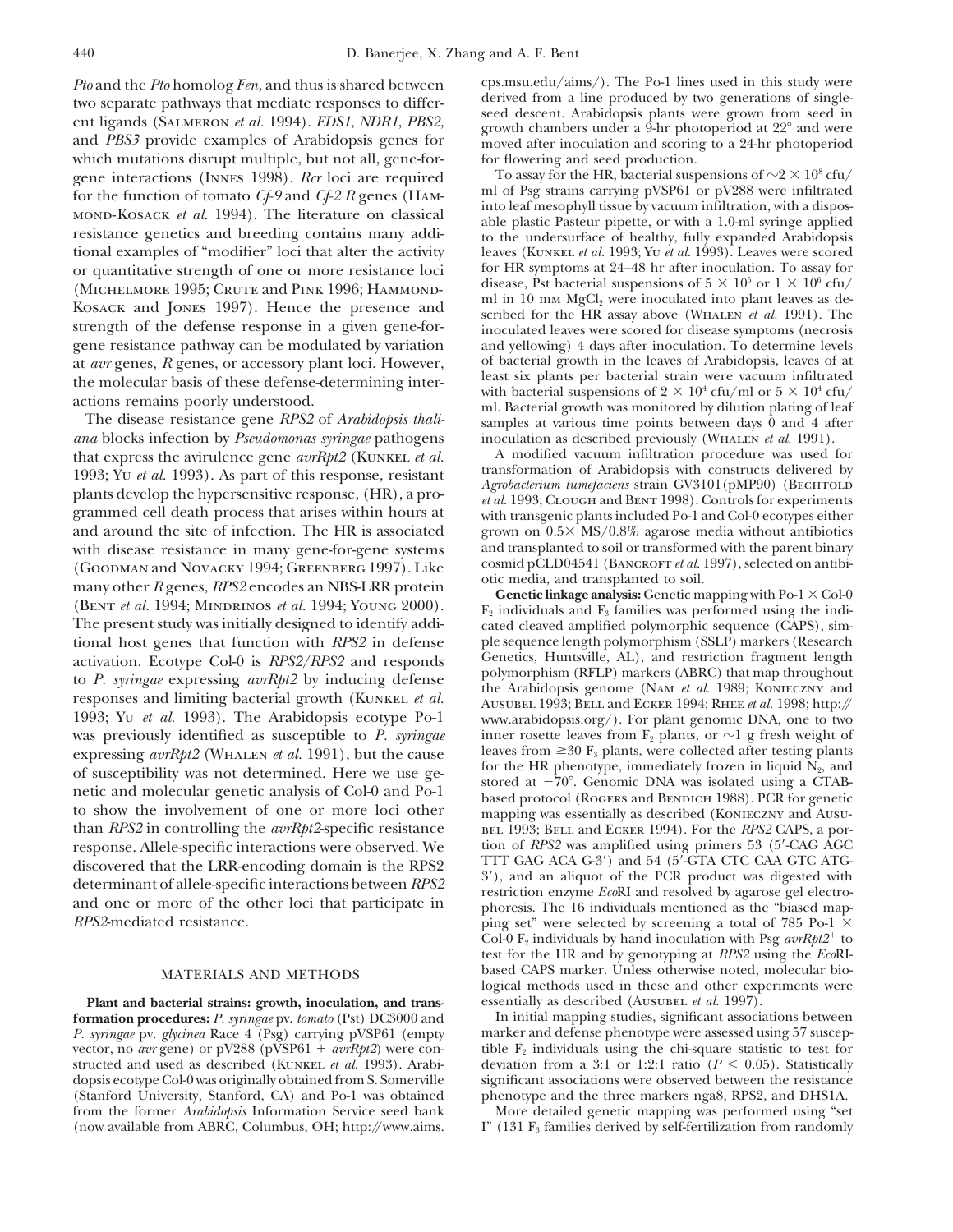*Pto* and the *Pto* homolog *Fen*, and thus is shared between two separate pathways that mediate responses to different ligands (Salmeron *et al.* 1994). *EDS1*, *NDR1*, *PBS2*, and *PBS3* provide examples of Arabidopsis genes for which mutations disrupt multiple, but not all, gene-for-gene interactions (Innes 1998). *Rcr* loci are required for the function of tomato *Cf-9* and *Cf-2 R* genes (Hammond-Kosack *et al.* 1994). The literature on classical resistance genetics and breeding contains many additional examples of "modifier" loci that alter the activity or quantitative strength of one or more resistance loci (Michelmore 1995; Crute and Pink 1996; Hammond-Kosack and Jones 1997). Hence the presence and strength of the defense response in a given gene-for-gene resistance pathway can be modulated by variation at *avr* genes, *R* genes, or accessory plant loci. However, the molecular basis of these defense-determining interactions remains poorly understood.

The disease resistance gene *RPS2* of *Arabidopsis thaliana* blocks infection by *Pseudomonas syringae* pathogens that express the avirulence gene *avrRpt2* (Kunkel *et al.* 1993; Yu *et al.* 1993). As part of this response, resistant plants develop the hypersensitive response, (HR), a programmed cell death process that arises within hours at and around the site of infection. The HR is associated with disease resistance in many gene-for-gene systems (Goodman and Novacky 1994; Greenberg 1997). Like many other *R* genes, *RPS2* encodes an NBS-LRR protein (Bent *et al.* 1994; Mindrinos *et al.* 1994; Young 2000). The present study was initially designed to identify additional host genes that function with *RPS2* in defense activation. Ecotype Col-0 is *RPS2/RPS2* and responds to *P. syringae* expressing *avrRpt2* by inducing defense responses and limiting bacterial growth (Kunkel *et al.* 1993; Yu *et al.* 1993). The Arabidopsis ecotype Po-1 was previously identified as susceptible to *P. syringae* expressing *avrRpt2* (Whalen *et al.* 1991), but the cause of susceptibility was not determined. Here we use genetic and molecular genetic analysis of Col-0 and Po-1 to show the involvement of one or more loci other than *RPS2* in controlling the *avrRpt2*-specific resistance response. Allele-specific interactions were observed. We discovered that the LRR-encoding domain is the RPS2 determinant of allele-specific interactions between *RPS2* and one or more of the other loci that participate in *RPS2*-mediated resistance.

## MATERIALS AND METHODS

**Plant and bacterial strains: growth, inoculation, and transformation procedures:** *P. syringae* pv. *tomato* (Pst) DC3000 and *P. syringae* pv. *glycinea* Race 4 (Psg) carrying pVSP61 (empty vector, no *avr* gene) or pV288 (pVSP61 + *avrRpt2*) were constructed and used as described (Kunkel *et al.* 1993). Arabidopsis ecotype Col-0 was originally obtained from S. Somerville (Stanford University, Stanford, CA) and Po-1 was obtained from the former *Arabidopsis* Information Service seed bank (now available from ABRC, Columbus, OH; http://www.aims.cps.msu.edu/aims/). The Po-1 lines used in this study were derived from a line produced by two generations of single-seed descent. Arabidopsis plants were grown from seed in growth chambers under a 9-hr photoperiod at 22° and were moved after inoculation and scoring to a 24-hr photoperiod for flowering and seed production.

To assay for the HR, bacterial suspensions of $\sim 2 \times 10^8$ cfu/ml of Psg strains carrying pVSP61 or pV288 were infiltrated into leaf mesophyll tissue by vacuum infiltration, with a disposable plastic Pasteur pipette, or with a 1.0-ml syringe applied to the undersurface of healthy, fully expanded Arabidopsis leaves (Kunkel *et al.* 1993; Yu *et al.* 1993). Leaves were scored for HR symptoms at 24–48 hr after inoculation. To assay for disease, Pst bacterial suspensions of $5 \times 10^5$ or $1 \times 10^6$ cfu/ml in 10 mm $MgCl_2$ were inoculated into plant leaves as described for the HR assay above (Whalen *et al.* 1991). The inoculated leaves were scored for disease symptoms (necrosis and yellowing) 4 days after inoculation. To determine levels of bacterial growth in the leaves of Arabidopsis, leaves of at least six plants per bacterial strain were vacuum infiltrated with bacterial suspensions of $2 \times 10^4$ cfu/ml or $5 \times 10^4$ cfu/ml. Bacterial growth was monitored by dilution plating of leaf samples at various time points between days 0 and 4 after inoculation as described previously (Whalen *et al.* 1991).

A modified vacuum infiltration procedure was used for transformation of Arabidopsis with constructs delivered by *Agrobacterium tumefaciens* strain GV3101(pMP90) (Bechtold *et al.* 1993; Clough and Bent 1998). Controls for experiments with transgenic plants included Po-1 and Col-0 ecotypes either grown on 0.5× MS/0.8% agarose media without antibiotics and transplanted to soil or transformed with the parent binary cosmid pCLD04541 (Bancroft *et al.* 1997), selected on antibiotic media, and transplanted to soil.

**Genetic linkage analysis:** Genetic mapping with Po-1 × Col-0 $F_2$ individuals and $F_3$ families was performed using the indicated cleaved amplified polymorphic sequence (CAPS), simple sequence length polymorphism (SSLP) markers (Research Genetics, Huntsville, AL), and restriction fragment length polymorphism (RFLP) markers (ABRC) that map throughout the Arabidopsis genome (Nam *et al.* 1989; Konieczny and Ausubel 1993; Bell and Ecker 1994; Rhee *et al.* 1998; http://www.arabidopsis.org/). For plant genomic DNA, one to two inner rosette leaves from $F_2$ plants, or ~1 g fresh weight of leaves from ≥30 $F_3$ plants, were collected after testing plants for the HR phenotype, immediately frozen in liquid $N_2$, and stored at −70°. Genomic DNA was isolated using a CTAB-based protocol (Rogers and Bendich 1988). PCR for genetic mapping was essentially as described (Konieczny and Ausubel 1993; Bell and Ecker 1994). For the *RPS2* CAPS, a portion of *RPS2* was amplified using primers 53 (5′-CAG AGC TTT GAG ACA G-3′) and 54 (5′-GTA CTC CAA GTC ATG-3′), and an aliquot of the PCR product was digested with restriction enzyme *Eco*RI and resolved by agarose gel electrophoresis. The 16 individuals mentioned as the "biased mapping set" were selected by screening a total of 785 Po-1 × Col-0 $F_2$ individuals by hand inoculation with Psg *avrRpt2*$^+$ to test for the HR and by genotyping at *RPS2* using the *Eco*RI-based CAPS marker. Unless otherwise noted, molecular biological methods used in these and other experiments were essentially as described (Ausubel *et al.* 1997).

In initial mapping studies, significant associations between marker and defense phenotype were assessed using 57 susceptible $F_2$ individuals using the chi-square statistic to test for deviation from a 3:1 or 1:2:1 ratio ($P < 0.05$). Statistically significant associations were observed between the resistance phenotype and the three markers nga8, RPS2, and DHS1A.

More detailed genetic mapping was performed using "set I" (131 $F_3$ families derived by self-fertilization from randomly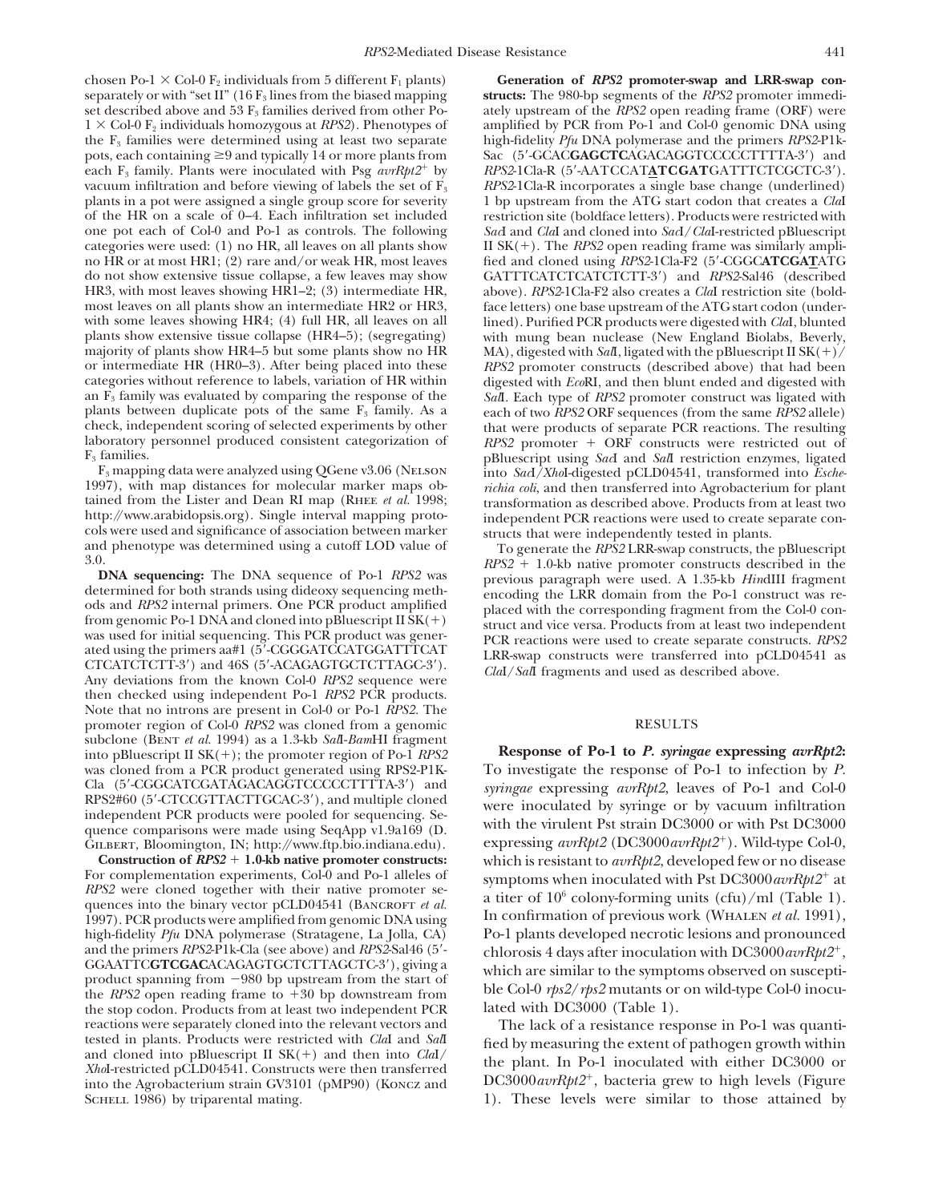chosen Po-1 × Col-0 $F_2$ individuals from 5 different $F_1$ plants) separately or with "set II" (16 $F_3$ lines from the biased mapping set described above and 53 $F_3$ families derived from other Po-1 × Col-0 $F_2$ individuals homozygous at *RPS2*). Phenotypes of the $F_3$ families were determined using at least two separate pots, each containing ≥9 and typically 14 or more plants from each $F_3$ family. Plants were inoculated with Psg *avrRpt2*$^+$ by vacuum infiltration and before viewing of labels the set of $F_3$ plants in a pot were assigned a single group score for severity of the HR on a scale of 0–4. Each infiltration set included one pot each of Col-0 and Po-1 as controls. The following categories were used: (1) no HR, all leaves on all plants show no HR or at most HR1; (2) rare and/or weak HR, most leaves do not show extensive tissue collapse, a few leaves may show HR3, with most leaves showing HR1–2; (3) intermediate HR, most leaves on all plants show an intermediate HR2 or HR3, with some leaves showing HR4; (4) full HR, all leaves on all plants show extensive tissue collapse (HR4–5); (segregating) majority of plants show HR4–5 but some plants show no HR or intermediate HR (HR0–3). After being placed into these categories without reference to labels, variation of HR within an $F_3$ family was evaluated by comparing the response of the plants between duplicate pots of the same $F_3$ family. As a check, independent scoring of selected experiments by other laboratory personnel produced consistent categorization of $F_3$ families.

$F_3$ mapping data were analyzed using QGene v3.06 (Nelson 1997), with map distances for molecular marker maps obtained from the Lister and Dean RI map (Rhee *et al.* 1998; http://www.arabidopsis.org). Single interval mapping protocols were used and significance of association between marker and phenotype was determined using a cutoff LOD value of 3.0.

**DNA sequencing:** The DNA sequence of Po-1 *RPS2* was determined for both strands using dideoxy sequencing methods and *RPS2* internal primers. One PCR product amplified from genomic Po-1 DNA and cloned into pBluescript II SK(+) was used for initial sequencing. This PCR product was generated using the primers aa#1 (5′-CGGGATCCATGGATTTCAT CTCATCTCTT-3′) and 46S (5′-ACAGAGTGCTCTTAGC-3′). Any deviations from the known Col-0 *RPS2* sequence were then checked using independent Po-1 *RPS2* PCR products. Note that no introns are present in Col-0 or Po-1 *RPS2*. The promoter region of Col-0 *RPS2* was cloned from a genomic subclone (Bent *et al.* 1994) as a 1.3-kb *Sal*I-*Bam*HI fragment into pBluescript II SK(+); the promoter region of Po-1 *RPS2* was cloned from a PCR product generated using RPS2-P1K-Cla (5′-CGGCATCGATAGACAGGTCCCCCTTTTA-3′) and RPS2#60 (5′-CTCCGTTACTTGCAC-3′), and multiple cloned independent PCR products were pooled for sequencing. Sequence comparisons were made using SeqApp v1.9a169 (D. Gilbert, Bloomington, IN; http://www.ftp.bio.indiana.edu).

**Construction of *RPS2* + 1.0-kb native promoter constructs:** For complementation experiments, Col-0 and Po-1 alleles of *RPS2* were cloned together with their native promoter sequences into the binary vector pCLD04541 (Bancroft *et al.* 1997). PCR products were amplified from genomic DNA using high-fidelity *Pfu* DNA polymerase (Stratagene, La Jolla, CA) and the primers *RPS2*-P1k-Cla (see above) and *RPS2*-Sal46 (5′-GGAATTC**GTCGAC**ACAGAGTGCTCTTAGCTC-3′), giving a product spanning from −980 bp upstream from the start of the *RPS2* open reading frame to +30 bp downstream from the stop codon. Products from at least two independent PCR reactions were separately cloned into the relevant vectors and tested in plants. Products were restricted with *Cla*I and *Sal*I and cloned into pBluescript II SK(+) and then into *Cla*I/*Xho*I-restricted pCLD04541. Constructs were then transferred into the Agrobacterium strain GV3101 (pMP90) (Koncz and Schell 1986) by triparental mating.

**Generation of *RPS2* promoter-swap and LRR-swap constructs:** The 980-bp segments of the *RPS2* promoter immediately upstream of the *RPS2* open reading frame (ORF) were amplified by PCR from Po-1 and Col-0 genomic DNA using high-fidelity *Pfu* DNA polymerase and the primers *RPS2*-P1k-Sac (5′-GCAC**GAGCTC**AGACAGGTCCCCCTTTTA-3′) and *RPS2*-1Cla-R (5′-AATCCAT**ATCGAT**GATTTCTCGCTC-3′). *RPS2*-1Cla-R incorporates a single base change (underlined) 1 bp upstream from the ATG start codon that creates a *Cla*I restriction site (boldface letters). Products were restricted with *Sac*I and *Cla*I and cloned into *Sac*I/*Cla*I-restricted pBluescript II SK(+). The *RPS2* open reading frame was similarly amplified and cloned using *RPS2*-1Cla-F2 (5′-CGGC**ATCGAT**ATG GATTTCATCTCATCTCTT-3′) and *RPS2*-Sal46 (described above). *RPS2*-1Cla-F2 also creates a *Cla*I restriction site (boldface letters) one base upstream of the ATG start codon (underlined). Purified PCR products were digested with *Cla*I, blunted with mung bean nuclease (New England Biolabs, Beverly, MA), digested with *Sal*I, ligated with the pBluescript II SK(+)/*RPS2* promoter constructs (described above) that had been digested with *Eco*RI, and then blunt ended and digested with *Sal*I. Each type of *RPS2* promoter construct was ligated with each of two *RPS2* ORF sequences (from the same *RPS2* allele) that were products of separate PCR reactions. The resulting *RPS2* promoter + ORF constructs were restricted out of pBluescript using *Sac*I and *Sal*I restriction enzymes, ligated into *Sac*I/*Xho*I-digested pCLD04541, transformed into *Escherichia coli*, and then transferred into Agrobacterium for plant transformation as described above. Products from at least two independent PCR reactions were used to create separate constructs that were independently tested in plants.

To generate the *RPS2* LRR-swap constructs, the pBluescript *RPS2* + 1.0-kb native promoter constructs described in the previous paragraph were used. A 1.35-kb *Hin*dIII fragment encoding the LRR domain from the Po-1 construct was replaced with the corresponding fragment from the Col-0 construct and vice versa. Products from at least two independent PCR reactions were used to create separate constructs. *RPS2* LRR-swap constructs were transferred into pCLD04541 as *Cla*I/*Sal*I fragments and used as described above.

## RESULTS

**Response of Po-1 to *P. syringae* expressing *avrRpt2*:** To investigate the response of Po-1 to infection by *P. syringae* expressing *avrRpt2*, leaves of Po-1 and Col-0 were inoculated by syringe or by vacuum infiltration with the virulent Pst strain DC3000 or with Pst DC3000 expressing *avrRpt2* (DC3000*avrRpt2*$^+$). Wild-type Col-0, which is resistant to *avrRpt2*, developed few or no disease symptoms when inoculated with Pst DC3000*avrRpt2*$^+$ at a titer of $10^6$ colony-forming units (cfu)/ml (Table 1). In confirmation of previous work (Whalen *et al.* 1991), Po-1 plants developed necrotic lesions and pronounced chlorosis 4 days after inoculation with DC3000*avrRpt2*$^+$, which are similar to the symptoms observed on susceptible Col-0 *rps2*/*rps2* mutants or on wild-type Col-0 inoculated with DC3000 (Table 1).

The lack of a resistance response in Po-1 was quantified by measuring the extent of pathogen growth within the plant. In Po-1 inoculated with either DC3000 or DC3000*avrRpt2*$^+$, bacteria grew to high levels (Figure 1). These levels were similar to those attained by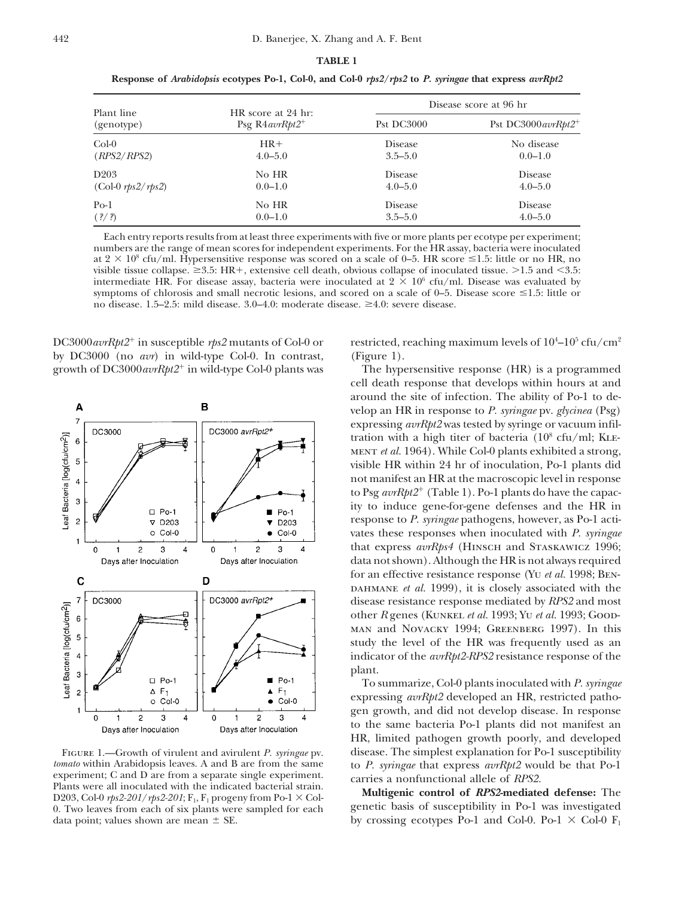**TABLE 1**

**Response of *Arabidopsis* ecotypes Po-1, Col-0, and Col-0 *rps2/rps2* to *P. syringae* that express *avrRpt2***

| Plant line (genotype) | HR score at 24 hr: Psg R4*avrRpt2*$^+$ | Disease score at 96 hr | |
|---|---|---|---|
| | | Pst DC3000 | Pst DC3000*avrRpt2*$^+$ |
| Col-0 (*RPS2/RPS2*) | HR+ 4.0–5.0 | Disease 3.5–5.0 | No disease 0.0–1.0 |
| D203 (Col-0 *rps2/rps2*) | No HR 0.0–1.0 | Disease 4.0–5.0 | Disease 4.0–5.0 |
| Po-1 (*?/?*) | No HR 0.0–1.0 | Disease 3.5–5.0 | Disease 4.0–5.0 |

Each entry reports results from at least three experiments with five or more plants per ecotype per experiment; numbers are the range of mean scores for independent experiments. For the HR assay, bacteria were inoculated at $2 \times 10^8$ cfu/ml. Hypersensitive response was scored on a scale of 0–5. HR score ≤1.5: little or no HR, no visible tissue collapse. ≥3.5: HR+, extensive cell death, obvious collapse of inoculated tissue. >1.5 and <3.5: intermediate HR. For disease assay, bacteria were inoculated at $2 \times 10^6$ cfu/ml. Disease was evaluated by symptoms of chlorosis and small necrotic lesions, and scored on a scale of 0–5. Disease score ≤1.5: little or no disease. 1.5–2.5: mild disease. 3.0–4.0: moderate disease. ≥4.0: severe disease.

DC3000*avrRpt2*$^+$ in susceptible *rps2* mutants of Col-0 or by DC3000 (no *avr*) in wild-type Col-0. In contrast, growth of DC3000*avrRpt2*$^+$ in wild-type Col-0 plants was restricted, reaching maximum levels of $10^4$–$10^5$ cfu/cm$^2$ (Figure 1).

Figure 1.—Growth of virulent and avirulent *P. syringae* pv. *tomato* within Arabidopsis leaves. A and B are from the same experiment; C and D are from a separate single experiment. Plants were all inoculated with the indicated bacterial strain. D203, Col-0 *rps2-201/rps2-201*; F$_1$, F$_1$ progeny from Po-1 × Col-0. Two leaves from each of six plants were sampled for each data point; values shown are mean ± SE.

The hypersensitive response (HR) is a programmed cell death response that develops within hours at and around the site of infection. The ability of Po-1 to develop an HR in response to *P. syringae* pv. *glycinea* (Psg) expressing *avrRpt2* was tested by syringe or vacuum infiltration with a high titer of bacteria ($10^8$ cfu/ml; Klement *et al.* 1964). While Col-0 plants exhibited a strong, visible HR within 24 hr of inoculation, Po-1 plants did not manifest an HR at the macroscopic level in response to Psg *avrRpt2*$^+$ (Table 1). Po-1 plants do have the capacity to induce gene-for-gene defenses and the HR in response to *P. syringae* pathogens, however, as Po-1 activates these responses when inoculated with *P. syringae* that express *avrRps4* (Hinsch and Staskawicz 1996; data not shown). Although the HR is not always required for an effective resistance response (Yu *et al.* 1998; Bendahmane *et al.* 1999), it is closely associated with the disease resistance response mediated by *RPS2* and most other *R* genes (Kunkel *et al.* 1993; Yu *et al.* 1993; Goodman and Novacky 1994; Greenberg 1997). In this study the level of the HR was frequently used as an indicator of the *avrRpt2-RPS2* resistance response of the plant.

To summarize, Col-0 plants inoculated with *P. syringae* expressing *avrRpt2* developed an HR, restricted pathogen growth, and did not develop disease. In response to the same bacteria Po-1 plants did not manifest an HR, limited pathogen growth poorly, and developed disease. The simplest explanation for Po-1 susceptibility to *P. syringae* that express *avrRpt2* would be that Po-1 carries a nonfunctional allele of *RPS2*.

**Multigenic control of *RPS2*-mediated defense:** The genetic basis of susceptibility in Po-1 was investigated by crossing ecotypes Po-1 and Col-0. Po-1 × Col-0 F$_1$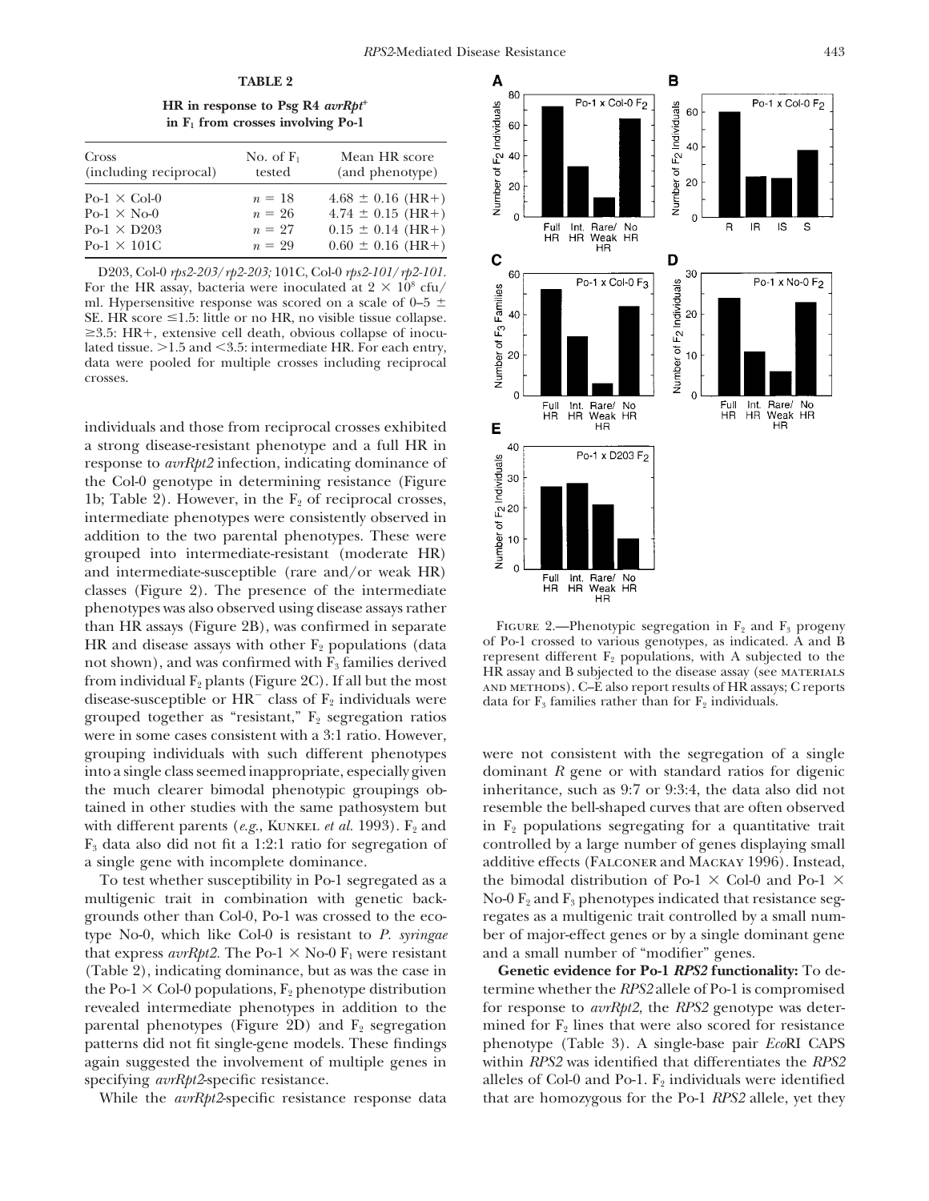**TABLE 2**

**HR in response to Psg R4 *avrRpt*⁺ in $F_1$ from crosses involving Po-1**

| Cross (including reciprocal) | No. of $F_1$ tested | Mean HR score (and phenotype) |
|---|---|---|
| Po-1 × Col-0 | $n = 18$ | 4.68 ± 0.16 (HR+) |
| Po-1 × No-0 | $n = 26$ | 4.74 ± 0.15 (HR+) |
| Po-1 × D203 | $n = 27$ | 0.15 ± 0.14 (HR+) |
| Po-1 × 101C | $n = 29$ | 0.60 ± 0.16 (HR+) |

D203, Col-0 *rps2-203/rp2-203;* 101C, Col-0 *rps2-101/rp2-101.* For the HR assay, bacteria were inoculated at $2 \times 10^8$ cfu/ml. Hypersensitive response was scored on a scale of 0–5 ± SE. HR score ≤1.5: little or no HR, no visible tissue collapse. ≥3.5: HR+, extensive cell death, obvious collapse of inoculated tissue. >1.5 and <3.5: intermediate HR. For each entry, data were pooled for multiple crosses including reciprocal crosses.

individuals and those from reciprocal crosses exhibited a strong disease-resistant phenotype and a full HR in response to *avrRpt2* infection, indicating dominance of the Col-0 genotype in determining resistance (Figure 1b; Table 2). However, in the $F_2$ of reciprocal crosses, intermediate phenotypes were consistently observed in addition to the two parental phenotypes. These were grouped into intermediate-resistant (moderate HR) and intermediate-susceptible (rare and/or weak HR) classes (Figure 2). The presence of the intermediate phenotypes was also observed using disease assays rather than HR assays (Figure 2B), was confirmed in separate HR and disease assays with other $F_2$ populations (data not shown), and was confirmed with $F_3$ families derived from individual $F_2$ plants (Figure 2C). If all but the most disease-susceptible or HR⁻ class of $F_2$ individuals were grouped together as "resistant," $F_2$ segregation ratios were in some cases consistent with a 3:1 ratio. However, grouping individuals with such different phenotypes into a single class seemed inappropriate, especially given the much clearer bimodal phenotypic groupings obtained in other studies with the same pathosystem but with different parents (*e.g.*, Kunkel *et al.* 1993). $F_2$ and $F_3$ data also did not fit a 1:2:1 ratio for segregation of a single gene with incomplete dominance.

To test whether susceptibility in Po-1 segregated as a multigenic trait in combination with genetic backgrounds other than Col-0, Po-1 was crossed to the ecotype No-0, which like Col-0 is resistant to *P. syringae* that express *avrRpt2.* The Po-1 × No-0 $F_1$ were resistant (Table 2), indicating dominance, but as was the case in the Po-1 × Col-0 populations, $F_2$ phenotype distribution revealed intermediate phenotypes in addition to the parental phenotypes (Figure 2D) and $F_2$ segregation patterns did not fit single-gene models. These findings again suggested the involvement of multiple genes in specifying *avrRpt2*-specific resistance.

While the *avrRpt2*-specific resistance response data were not consistent with the segregation of a single dominant *R* gene or with standard ratios for digenic inheritance, such as 9:7 or 9:3:4, the data also did not resemble the bell-shaped curves that are often observed in $F_2$ populations segregating for a quantitative trait controlled by a large number of genes displaying small additive effects (Falconer and Mackay 1996). Instead, the bimodal distribution of Po-1 × Col-0 and Po-1 × No-0 $F_2$ and $F_3$ phenotypes indicated that resistance segregates as a multigenic trait controlled by a small number of major-effect genes or by a single dominant gene and a small number of "modifier" genes.

Figure 2.—Phenotypic segregation in $F_2$ and $F_3$ progeny of Po-1 crossed to various genotypes, as indicated. A and B represent different $F_2$ populations, with A subjected to the HR assay and B subjected to the disease assay (see materials and methods). C–E also report results of HR assays; C reports data for $F_3$ families rather than for $F_2$ individuals.

**Genetic evidence for Po-1 *RPS2* functionality:** To determine whether the *RPS2* allele of Po-1 is compromised for response to *avrRpt2*, the *RPS2* genotype was determined for $F_2$ lines that were also scored for resistance phenotype (Table 3). A single-base pair *Eco*RI CAPS within *RPS2* was identified that differentiates the *RPS2* alleles of Col-0 and Po-1. $F_2$ individuals were identified that are homozygous for the Po-1 *RPS2* allele, yet they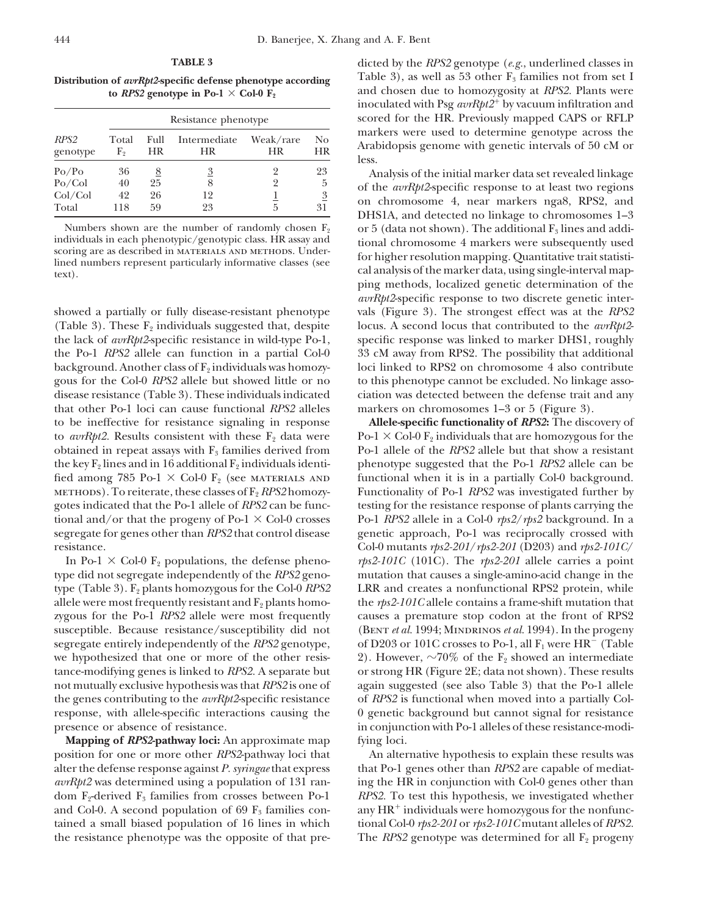**TABLE 3**

**Distribution of *avrRpt2*-specific defense phenotype according to *RPS2* genotype in Po-1 × Col-0 $F_2$**

| | Resistance phenotype | | | | |
|---|---|---|---|---|---|
| *RPS2* genotype | Total $F_2$ | Full HR | Intermediate HR | Weak/rare HR | No HR |
| Po/Po | 36 | <u>8</u> | <u>3</u> | 2 | 23 |
| Po/Col | 40 | 25 | 8 | 2 | 5 |
| Col/Col | 42 | 26 | 12 | <u>1</u> | <u>3</u> |
| Total | 118 | 59 | 23 | 5 | 31 |

Numbers shown are the number of randomly chosen $F_2$ individuals in each phenotypic/genotypic class. HR assay and scoring are as described in MATERIALS AND METHODS. Underlined numbers represent particularly informative classes (see text).

showed a partially or fully disease-resistant phenotype (Table 3). These $F_2$ individuals suggested that, despite the lack of *avrRpt2*-specific resistance in wild-type Po-1, the Po-1 *RPS2* allele can function in a partial Col-0 background. Another class of $F_2$ individuals was homozygous for the Col-0 *RPS2* allele but showed little or no disease resistance (Table 3). These individuals indicated that other Po-1 loci can cause functional *RPS2* alleles to be ineffective for resistance signaling in response to *avrRpt2*. Results consistent with these $F_2$ data were obtained in repeat assays with $F_3$ families derived from the key $F_2$ lines and in 16 additional $F_2$ individuals identified among 785 Po-1 × Col-0 $F_2$ (see MATERIALS AND METHODS). To reiterate, these classes of $F_2$ *RPS2* homozygotes indicated that the Po-1 allele of *RPS2* can be functional and/or that the progeny of Po-1 × Col-0 crosses segregate for genes other than *RPS2* that control disease resistance.

In Po-1 × Col-0 $F_2$ populations, the defense phenotype did not segregate independently of the *RPS2* genotype (Table 3). $F_2$ plants homozygous for the Col-0 *RPS2* allele were most frequently resistant and $F_2$ plants homozygous for the Po-1 *RPS2* allele were most frequently susceptible. Because resistance/susceptibility did not segregate entirely independently of the *RPS2* genotype, we hypothesized that one or more of the other resistance-modifying genes is linked to *RPS2*. A separate but not mutually exclusive hypothesis was that *RPS2* is one of the genes contributing to the *avrRpt2*-specific resistance response, with allele-specific interactions causing the presence or absence of resistance.

**Mapping of *RPS2*-pathway loci:** An approximate map position for one or more other *RPS2*-pathway loci that alter the defense response against *P. syringae* that express *avrRpt2* was determined using a population of 131 random $F_2$-derived $F_3$ families from crosses between Po-1 and Col-0. A second population of 69 $F_3$ families contained a small biased population of 16 lines in which the resistance phenotype was the opposite of that predicted by the *RPS2* genotype (*e.g.*, underlined classes in Table 3), as well as 53 other $F_3$ families not from set I and chosen due to homozygosity at *RPS2*. Plants were inoculated with Psg *avrRpt2*$^+$ by vacuum infiltration and scored for the HR. Previously mapped CAPS or RFLP markers were used to determine genotype across the Arabidopsis genome with genetic intervals of 50 cM or less.

Analysis of the initial marker data set revealed linkage of the *avrRpt2*-specific response to at least two regions on chromosome 4, near markers nga8, RPS2, and DHS1A, and detected no linkage to chromosomes 1–3 or 5 (data not shown). The additional $F_3$ lines and additional chromosome 4 markers were subsequently used for higher resolution mapping. Quantitative trait statistical analysis of the marker data, using single-interval mapping methods, localized genetic determination of the *avrRpt2*-specific response to two discrete genetic intervals (Figure 3). The strongest effect was at the *RPS2* locus. A second locus that contributed to the *avrRpt2*-specific response was linked to marker DHS1, roughly 33 cM away from RPS2. The possibility that additional loci linked to RPS2 on chromosome 4 also contribute to this phenotype cannot be excluded. No linkage association was detected between the defense trait and any markers on chromosomes 1–3 or 5 (Figure 3).

**Allele-specific functionality of *RPS2*:** The discovery of Po-1 × Col-0 $F_2$ individuals that are homozygous for the Po-1 allele of the *RPS2* allele but that show a resistant phenotype suggested that the Po-1 *RPS2* allele can be functional when it is in a partially Col-0 background. Functionality of Po-1 *RPS2* was investigated further by testing for the resistance response of plants carrying the Po-1 *RPS2* allele in a Col-0 *rps2/rps2* background. In a genetic approach, Po-1 was reciprocally crossed with Col-0 mutants *rps2-201/rps2-201* (D203) and *rps2-101C/rps2-101C* (101C). The *rps2-201* allele carries a point mutation that causes a single-amino-acid change in the LRR and creates a nonfunctional RPS2 protein, while the *rps2-101C* allele contains a frame-shift mutation that causes a premature stop codon at the front of RPS2 (BENT *et al.* 1994; MINDRINOS *et al.* 1994). In the progeny of D203 or 101C crosses to Po-1, all $F_1$ were HR$^-$ (Table 2). However, ~70% of the $F_2$ showed an intermediate or strong HR (Figure 2E; data not shown). These results again suggested (see also Table 3) that the Po-1 allele of *RPS2* is functional when moved into a partially Col-0 genetic background but cannot signal for resistance in conjunction with Po-1 alleles of these resistance-modifying loci.

An alternative hypothesis to explain these results was that Po-1 genes other than *RPS2* are capable of mediating the HR in conjunction with Col-0 genes other than *RPS2*. To test this hypothesis, we investigated whether any HR$^+$ individuals were homozygous for the nonfunctional Col-0 *rps2-201* or *rps2-101C* mutant alleles of *RPS2*. The *RPS2* genotype was determined for all $F_2$ progeny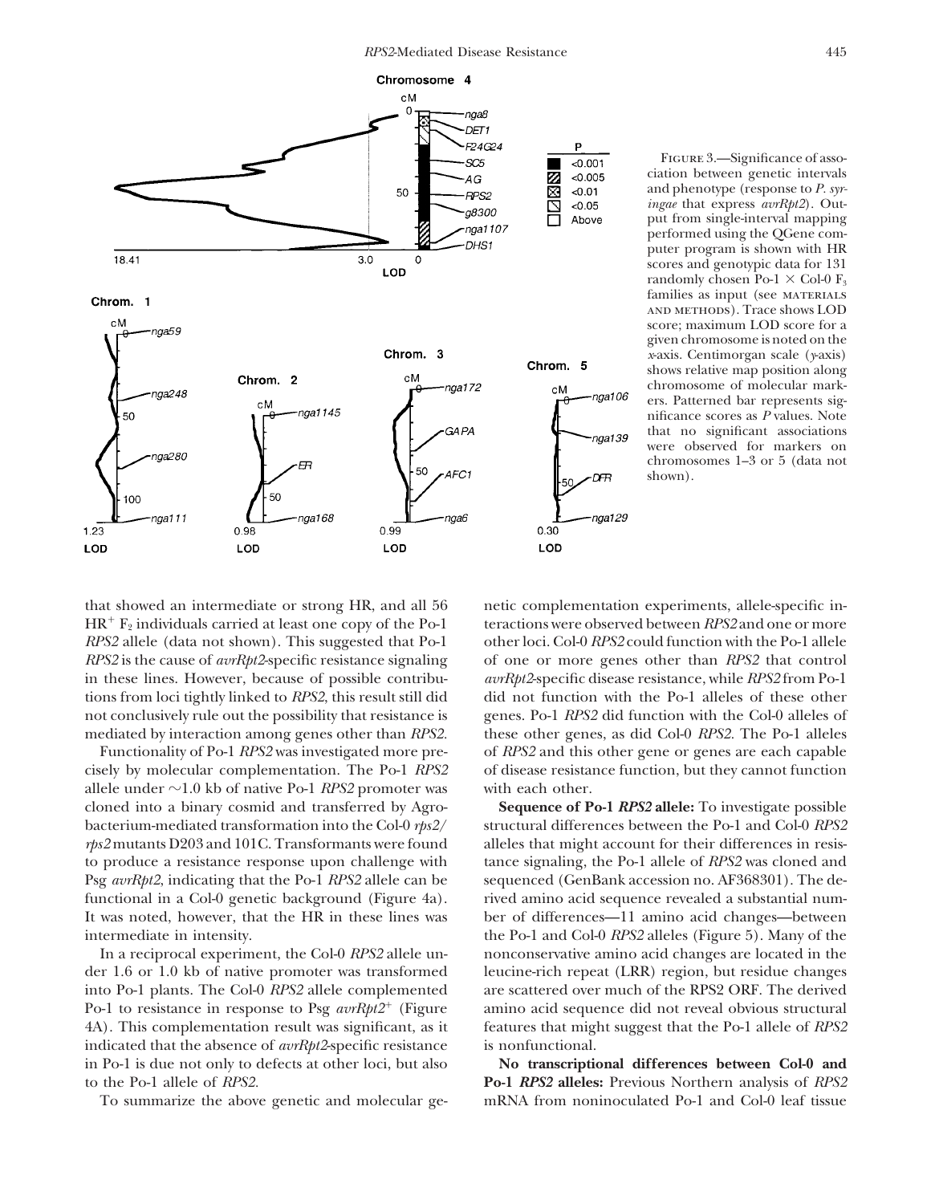FIGURE 3.—Significance of association between genetic intervals and phenotype (response to *P. syringae* that express *avrRpt2*). Output from single-interval mapping performed using the QGene computer program is shown with HR scores and genotypic data for 131 randomly chosen Po-1 × Col-0 $F_3$ families as input (see MATERIALS AND METHODS). Trace shows LOD score; maximum LOD score for a given chromosome is noted on the *x*-axis. Centimorgan scale (*y*-axis) shows relative map position along chromosome of molecular markers. Patterned bar represents significance scores as *P* values. Note that no significant associations were observed for markers on chromosomes 1–3 or 5 (data not shown).

that showed an intermediate or strong HR, and all 56 $HR^+$ $F_2$ individuals carried at least one copy of the Po-1 *RPS2* allele (data not shown). This suggested that Po-1 *RPS2* is the cause of *avrRpt2*-specific resistance signaling in these lines. However, because of possible contributions from loci tightly linked to *RPS2*, this result still did not conclusively rule out the possibility that resistance is mediated by interaction among genes other than *RPS2.*

Functionality of Po-1 *RPS2* was investigated more precisely by molecular complementation. The Po-1 *RPS2* allele under ~1.0 kb of native Po-1 *RPS2* promoter was cloned into a binary cosmid and transferred by Agrobacterium-mediated transformation into the Col-0 *rps2/rps2* mutants D203 and 101C. Transformants were found to produce a resistance response upon challenge with Psg *avrRpt2*, indicating that the Po-1 *RPS2* allele can be functional in a Col-0 genetic background (Figure 4a). It was noted, however, that the HR in these lines was intermediate in intensity.

In a reciprocal experiment, the Col-0 *RPS2* allele under 1.6 or 1.0 kb of native promoter was transformed into Po-1 plants. The Col-0 *RPS2* allele complemented Po-1 to resistance in response to Psg $avrRpt2^+$ (Figure 4A). This complementation result was significant, as it indicated that the absence of *avrRpt2*-specific resistance in Po-1 is due not only to defects at other loci, but also to the Po-1 allele of *RPS2.*

To summarize the above genetic and molecular genetic complementation experiments, allele-specific interactions were observed between *RPS2* and one or more other loci. Col-0 *RPS2* could function with the Po-1 allele of one or more genes other than *RPS2* that control *avrRpt2*-specific disease resistance, while *RPS2* from Po-1 did not function with the Po-1 alleles of these other genes. Po-1 *RPS2* did function with the Col-0 alleles of these other genes, as did Col-0 *RPS2*. The Po-1 alleles of *RPS2* and this other gene or genes are each capable of disease resistance function, but they cannot function with each other.

**Sequence of Po-1 *RPS2* allele:** To investigate possible structural differences between the Po-1 and Col-0 *RPS2* alleles that might account for their differences in resistance signaling, the Po-1 allele of *RPS2* was cloned and sequenced (GenBank accession no. AF368301). The derived amino acid sequence revealed a substantial number of differences—11 amino acid changes—between the Po-1 and Col-0 *RPS2* alleles (Figure 5). Many of the nonconservative amino acid changes are located in the leucine-rich repeat (LRR) region, but residue changes are scattered over much of the RPS2 ORF. The derived amino acid sequence did not reveal obvious structural features that might suggest that the Po-1 allele of *RPS2* is nonfunctional.

**No transcriptional differences between Col-0 and Po-1 *RPS2* alleles:** Previous Northern analysis of *RPS2* mRNA from noninoculated Po-1 and Col-0 leaf tissue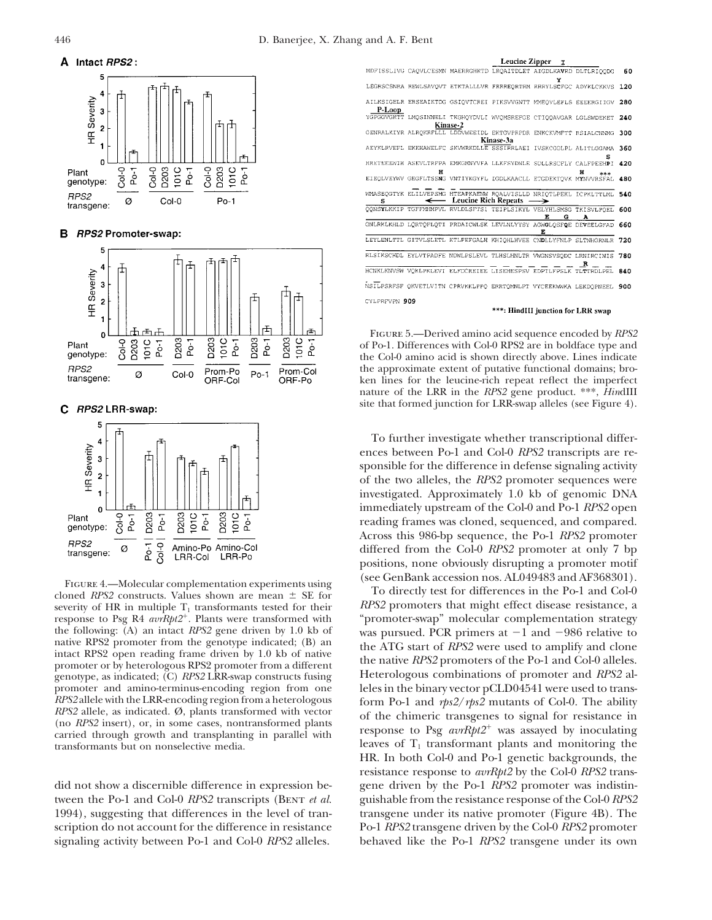Figure 4.—Molecular complementation experiments using cloned *RPS2* constructs. Values shown are mean ± SE for severity of HR in multiple $T_1$ transformants tested for their response to Psg R4 *avrRpt2*⁺. Plants were transformed with the following: (A) an intact *RPS2* gene driven by 1.0 kb of native RPS2 promoter from the genotype indicated; (B) an intact RPS2 open reading frame driven by 1.0 kb of native promoter or by heterologous RPS2 promoter from a different genotype, as indicated; (C) *RPS2* LRR-swap constructs fusing promoter and amino-terminus-encoding region from one *RPS2* allele with the LRR-encoding region from a heterologous *RPS2* allele, as indicated. Ø, plants transformed with vector (no *RPS2* insert), or, in some cases, nontransformed plants carried through growth and transplanting in parallel with transformants but on nonselective media.

did not show a discernible difference in expression between the Po-1 and Col-0 *RPS2* transcripts (Bent *et al.* 1994), suggesting that differences in the level of transcription do not account for the difference in resistance signaling activity between Po-1 and Col-0 *RPS2* alleles.

Figure 5.—Derived amino acid sequence encoded by *RPS2* of Po-1. Differences with Col-0 RPS2 are in boldface type and the Col-0 amino acid is shown directly above. Lines indicate the approximate extent of putative functional domains; broken lines for the leucine-rich repeat reflect the imperfect nature of the LRR in the *RPS2* gene product. \*\*\*, *Hin*dIII site that formed junction for LRR-swap alleles (see Figure 4).

To further investigate whether transcriptional differences between Po-1 and Col-0 *RPS2* transcripts are responsible for the difference in defense signaling activity of the two alleles, the *RPS2* promoter sequences were investigated. Approximately 1.0 kb of genomic DNA immediately upstream of the Col-0 and Po-1 *RPS2* open reading frames was cloned, sequenced, and compared. Across this 986-bp sequence, the Po-1 *RPS2* promoter differed from the Col-0 *RPS2* promoter at only 7 bp positions, none obviously disrupting a promoter motif (see GenBank accession nos. AL049483 and AF368301).

To directly test for differences in the Po-1 and Col-0 *RPS2* promoters that might effect disease resistance, a "promoter-swap" molecular complementation strategy was pursued. PCR primers at −1 and −986 relative to the ATG start of *RPS2* were used to amplify and clone the native *RPS2* promoters of the Po-1 and Col-0 alleles. Heterologous combinations of promoter and *RPS2* alleles in the binary vector pCLD04541 were used to transform Po-1 and *rps2/rps2* mutants of Col-0. The ability of the chimeric transgenes to signal for resistance in response to Psg *avrRpt2*⁺ was assayed by inoculating leaves of $T_1$ transformant plants and monitoring the HR. In both Col-0 and Po-1 genetic backgrounds, the resistance response to *avrRpt2* by the Col-0 *RPS2* transgene driven by the Po-1 *RPS2* promoter was indistinguishable from the resistance response of the Col-0 *RPS2* transgene under its native promoter (Figure 4B). The Po-1 *RPS2* transgene driven by the Col-0 *RPS2* promoter behaved like the Po-1 *RPS2* transgene under its own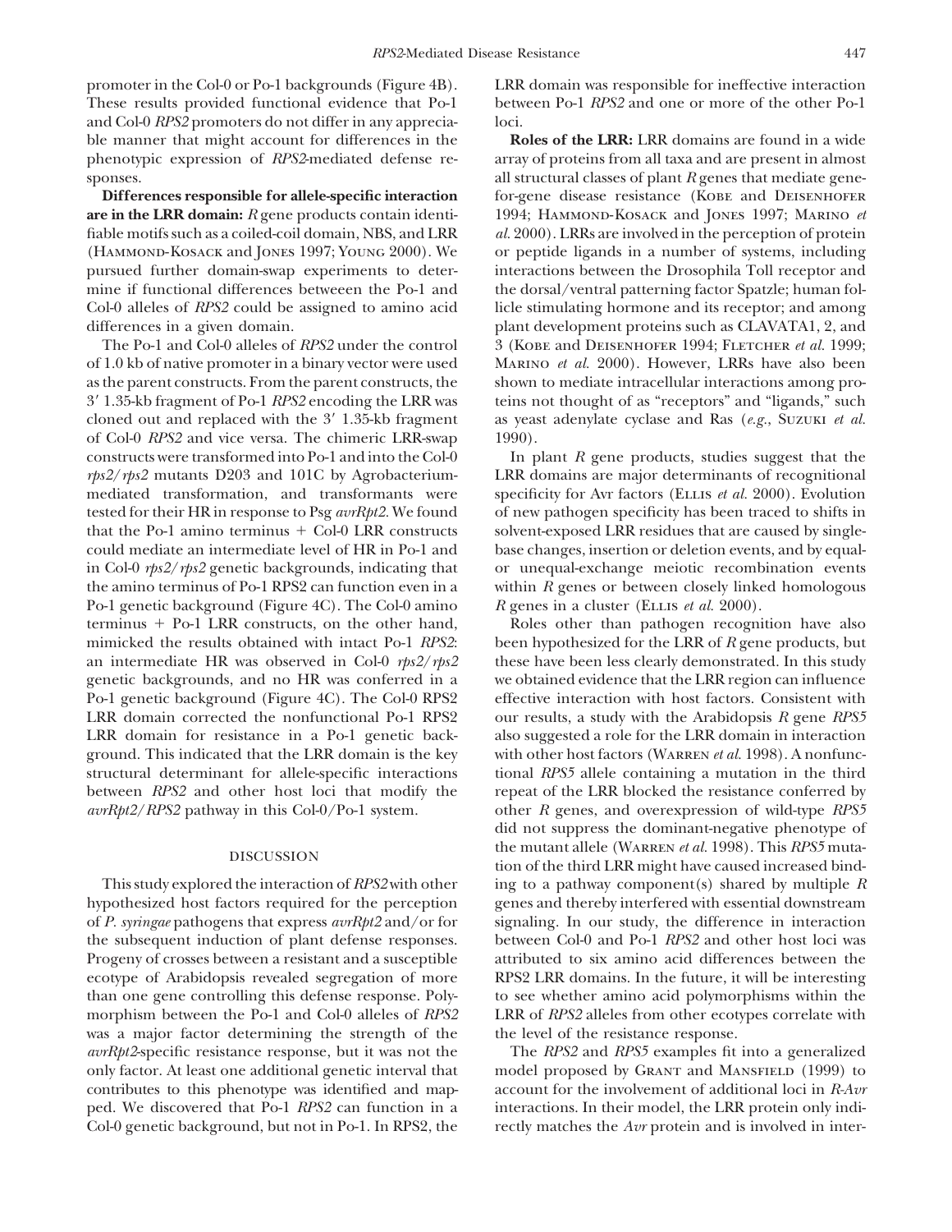promoter in the Col-0 or Po-1 backgrounds (Figure 4B). These results provided functional evidence that Po-1 and Col-0 *RPS2* promoters do not differ in any appreciable manner that might account for differences in the phenotypic expression of *RPS2*-mediated defense responses.

**Differences responsible for allele-specific interaction are in the LRR domain:** *R* gene products contain identifiable motifs such as a coiled-coil domain, NBS, and LRR (Hammond-Kosack and Jones 1997; Young 2000). We pursued further domain-swap experiments to determine if functional differences betweeen the Po-1 and Col-0 alleles of *RPS2* could be assigned to amino acid differences in a given domain.

The Po-1 and Col-0 alleles of *RPS2* under the control of 1.0 kb of native promoter in a binary vector were used as the parent constructs. From the parent constructs, the 3′ 1.35-kb fragment of Po-1 *RPS2* encoding the LRR was cloned out and replaced with the 3′ 1.35-kb fragment of Col-0 *RPS2* and vice versa. The chimeric LRR-swap constructs were transformed into Po-1 and into the Col-0 *rps2/rps2* mutants D203 and 101C by Agrobacterium-mediated transformation, and transformants were tested for their HR in response to Psg *avrRpt2*. We found that the Po-1 amino terminus + Col-0 LRR constructs could mediate an intermediate level of HR in Po-1 and in Col-0 *rps2/rps2* genetic backgrounds, indicating that the amino terminus of Po-1 RPS2 can function even in a Po-1 genetic background (Figure 4C). The Col-0 amino terminus + Po-1 LRR constructs, on the other hand, mimicked the results obtained with intact Po-1 *RPS2*: an intermediate HR was observed in Col-0 *rps2/rps2* genetic backgrounds, and no HR was conferred in a Po-1 genetic background (Figure 4C). The Col-0 RPS2 LRR domain corrected the nonfunctional Po-1 RPS2 LRR domain for resistance in a Po-1 genetic background. This indicated that the LRR domain is the key structural determinant for allele-specific interactions between *RPS2* and other host loci that modify the *avrRpt2/RPS2* pathway in this Col-0/Po-1 system.

## DISCUSSION

This study explored the interaction of *RPS2* with other hypothesized host factors required for the perception of *P. syringae* pathogens that express *avrRpt2* and/or for the subsequent induction of plant defense responses. Progeny of crosses between a resistant and a susceptible ecotype of Arabidopsis revealed segregation of more than one gene controlling this defense response. Polymorphism between the Po-1 and Col-0 alleles of *RPS2* was a major factor determining the strength of the *avrRpt2*-specific resistance response, but it was not the only factor. At least one additional genetic interval that contributes to this phenotype was identified and mapped. We discovered that Po-1 *RPS2* can function in a Col-0 genetic background, but not in Po-1. In RPS2, the LRR domain was responsible for ineffective interaction between Po-1 *RPS2* and one or more of the other Po-1 loci.

**Roles of the LRR:** LRR domains are found in a wide array of proteins from all taxa and are present in almost all structural classes of plant *R* genes that mediate gene-for-gene disease resistance (Kobe and Deisenhofer 1994; Hammond-Kosack and Jones 1997; Marino *et al.* 2000). LRRs are involved in the perception of protein or peptide ligands in a number of systems, including interactions between the Drosophila Toll receptor and the dorsal/ventral patterning factor Spatzle; human follicle stimulating hormone and its receptor; and among plant development proteins such as CLAVATA1, 2, and 3 (Kobe and Deisenhofer 1994; Fletcher *et al.* 1999; Marino *et al.* 2000). However, LRRs have also been shown to mediate intracellular interactions among proteins not thought of as "receptors" and "ligands," such as yeast adenylate cyclase and Ras (*e.g.*, Suzuki *et al.* 1990).

In plant *R* gene products, studies suggest that the LRR domains are major determinants of recognitional specificity for Avr factors (Ellis *et al.* 2000). Evolution of new pathogen specificity has been traced to shifts in solvent-exposed LRR residues that are caused by single-base changes, insertion or deletion events, and by equal- or unequal-exchange meiotic recombination events within *R* genes or between closely linked homologous *R* genes in a cluster (Ellis *et al.* 2000).

Roles other than pathogen recognition have also been hypothesized for the LRR of *R* gene products, but these have been less clearly demonstrated. In this study we obtained evidence that the LRR region can influence effective interaction with host factors. Consistent with our results, a study with the Arabidopsis *R* gene *RPS5* also suggested a role for the LRR domain in interaction with other host factors (Warren *et al.* 1998). A nonfunctional *RPS5* allele containing a mutation in the third repeat of the LRR blocked the resistance conferred by other *R* genes, and overexpression of wild-type *RPS5* did not suppress the dominant-negative phenotype of the mutant allele (Warren *et al.* 1998). This *RPS5* mutation of the third LRR might have caused increased binding to a pathway component(s) shared by multiple *R* genes and thereby interfered with essential downstream signaling. In our study, the difference in interaction between Col-0 and Po-1 *RPS2* and other host loci was attributed to six amino acid differences between the RPS2 LRR domains. In the future, it will be interesting to see whether amino acid polymorphisms within the LRR of *RPS2* alleles from other ecotypes correlate with the level of the resistance response.

The *RPS2* and *RPS5* examples fit into a generalized model proposed by Grant and Mansfield (1999) to account for the involvement of additional loci in *R-Avr* interactions. In their model, the LRR protein only indirectly matches the *Avr* protein and is involved in inter-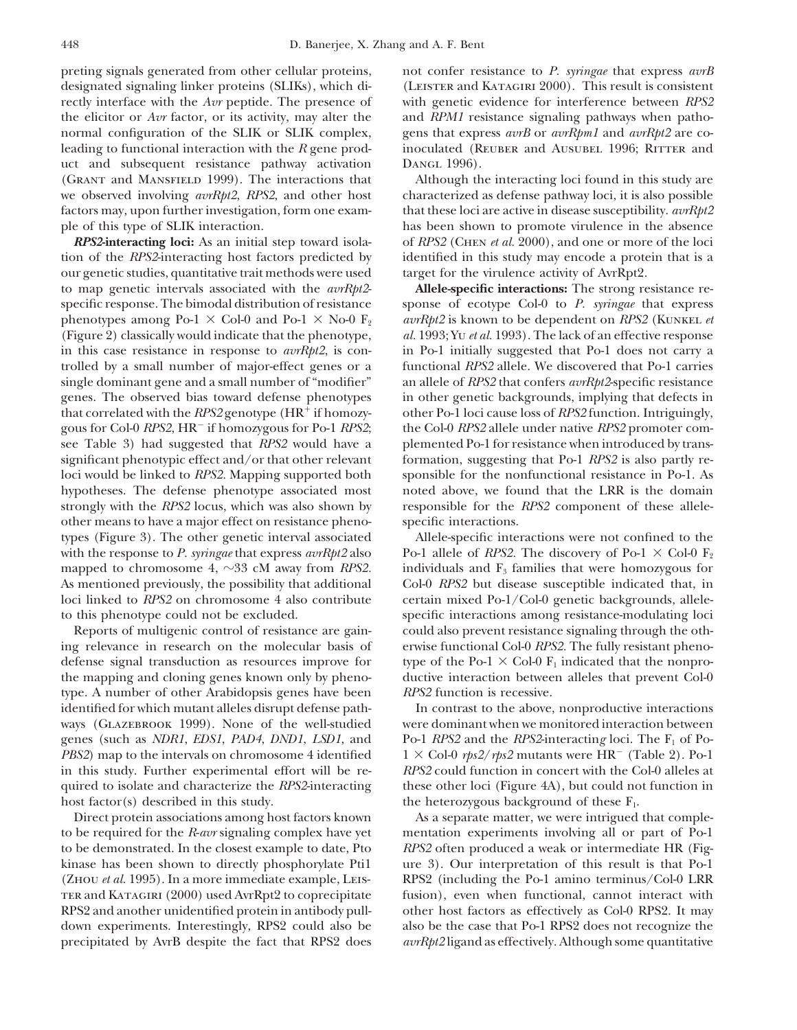preting signals generated from other cellular proteins, designated signaling linker proteins (SLIKs), which directly interface with the *Avr* peptide. The presence of the elicitor or *Avr* factor, or its activity, may alter the normal configuration of the SLIK or SLIK complex, leading to functional interaction with the *R* gene product and subsequent resistance pathway activation (Grant and Mansfield 1999). The interactions that we observed involving *avrRpt2*, *RPS2*, and other host factors may, upon further investigation, form one example of this type of SLIK interaction.

***RPS2*-interacting loci:** As an initial step toward isolation of the *RPS2*-interacting host factors predicted by our genetic studies, quantitative trait methods were used to map genetic intervals associated with the *avrRpt2*-specific response. The bimodal distribution of resistance phenotypes among Po-1 × Col-0 and Po-1 × No-0 $F_2$ (Figure 2) classically would indicate that the phenotype, in this case resistance in response to *avrRpt2*, is controlled by a small number of major-effect genes or a single dominant gene and a small number of "modifier" genes. The observed bias toward defense phenotypes that correlated with the *RPS2* genotype ($HR^+$ if homozygous for Col-0 *RPS2*, $HR^-$ if homozygous for Po-1 *RPS2*; see Table 3) had suggested that *RPS2* would have a significant phenotypic effect and/or that other relevant loci would be linked to *RPS2*. Mapping supported both hypotheses. The defense phenotype associated most strongly with the *RPS2* locus, which was also shown by other means to have a major effect on resistance phenotypes (Figure 3). The other genetic interval associated with the response to *P. syringae* that express *avrRpt2* also mapped to chromosome 4, ~33 cM away from *RPS2*. As mentioned previously, the possibility that additional loci linked to *RPS2* on chromosome 4 also contribute to this phenotype could not be excluded.

Reports of multigenic control of resistance are gaining relevance in research on the molecular basis of defense signal transduction as resources improve for the mapping and cloning genes known only by phenotype. A number of other Arabidopsis genes have been identified for which mutant alleles disrupt defense pathways (Glazebrook 1999). None of the well-studied genes (such as *NDR1*, *EDS1*, *PAD4*, *DND1*, *LSD1*, and *PBS2*) map to the intervals on chromosome 4 identified in this study. Further experimental effort will be required to isolate and characterize the *RPS2*-interacting host factor(s) described in this study.

Direct protein associations among host factors known to be required for the *R-avr* signaling complex have yet to be demonstrated. In the closest example to date, Pto kinase has been shown to directly phosphorylate Pti1 (Zhou *et al.* 1995). In a more immediate example, Leister and Katagiri (2000) used AvrRpt2 to coprecipitate RPS2 and another unidentified protein in antibody pull-down experiments. Interestingly, RPS2 could also be precipitated by AvrB despite the fact that RPS2 does not confer resistance to *P. syringae* that express *avrB* (Leister and Katagiri 2000). This result is consistent with genetic evidence for interference between *RPS2* and *RPM1* resistance signaling pathways when pathogens that express *avrB* or *avrRpm1* and *avrRpt2* are coinoculated (Reuber and Ausubel 1996; Ritter and Dangl 1996).

Although the interacting loci found in this study are characterized as defense pathway loci, it is also possible that these loci are active in disease susceptibility. *avrRpt2* has been shown to promote virulence in the absence of *RPS2* (Chen *et al.* 2000), and one or more of the loci identified in this study may encode a protein that is a target for the virulence activity of AvrRpt2.

**Allele-specific interactions:** The strong resistance response of ecotype Col-0 to *P. syringae* that express *avrRpt2* is known to be dependent on *RPS2* (Kunkel *et al.* 1993; Yu *et al.* 1993). The lack of an effective response in Po-1 initially suggested that Po-1 does not carry a functional *RPS2* allele. We discovered that Po-1 carries an allele of *RPS2* that confers *avrRpt2*-specific resistance in other genetic backgrounds, implying that defects in other Po-1 loci cause loss of *RPS2* function. Intriguingly, the Col-0 *RPS2* allele under native *RPS2* promoter complemented Po-1 for resistance when introduced by transformation, suggesting that Po-1 *RPS2* is also partly responsible for the nonfunctional resistance in Po-1. As noted above, we found that the LRR is the domain responsible for the *RPS2* component of these allele-specific interactions.

Allele-specific interactions were not confined to the Po-1 allele of *RPS2*. The discovery of Po-1 × Col-0 $F_2$ individuals and $F_3$ families that were homozygous for Col-0 *RPS2* but disease susceptible indicated that, in certain mixed Po-1/Col-0 genetic backgrounds, allele-specific interactions among resistance-modulating loci could also prevent resistance signaling through the otherwise functional Col-0 *RPS2*. The fully resistant phenotype of the Po-1 × Col-0 $F_1$ indicated that the nonproductive interaction between alleles that prevent Col-0 *RPS2* function is recessive.

In contrast to the above, nonproductive interactions were dominant when we monitored interaction between Po-1 *RPS2* and the *RPS2*-interacting loci. The $F_1$ of Po-1 × Col-0 *rps2*/*rps2* mutants were $HR^-$ (Table 2). Po-1 *RPS2* could function in concert with the Col-0 alleles at these other loci (Figure 4A), but could not function in the heterozygous background of these $F_1$.

As a separate matter, we were intrigued that complementation experiments involving all or part of Po-1 *RPS2* often produced a weak or intermediate HR (Figure 3). Our interpretation of this result is that Po-1 RPS2 (including the Po-1 amino terminus/Col-0 LRR fusion), even when functional, cannot interact with other host factors as effectively as Col-0 RPS2. It may also be the case that Po-1 RPS2 does not recognize the *avrRpt2* ligand as effectively. Although some quantitative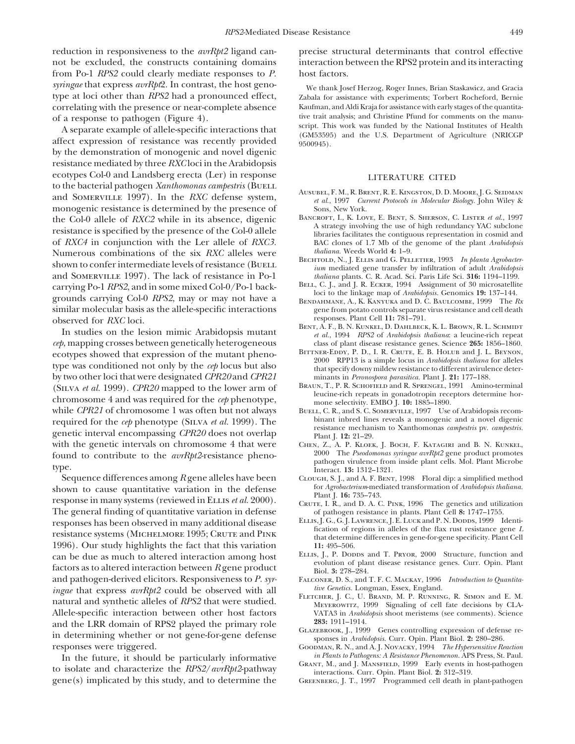reduction in responsiveness to the *avrRpt2* ligand cannot be excluded, the constructs containing domains from Po-1 *RPS2* could clearly mediate responses to *P. syringae* that express *avrRpt2*. In contrast, the host genotype at loci other than *RPS2* had a pronounced effect, correlating with the presence or near-complete absence of a response to pathogen (Figure 4).

A separate example of allele-specific interactions that affect expression of resistance was recently provided by the demonstration of monogenic and novel digenic resistance mediated by three *RXC* loci in the Arabidopsis ecotypes Col-0 and Landsberg erecta (Ler) in response to the bacterial pathogen *Xanthomonas campestris* (Buell and Somerville 1997). In the *RXC* defense system, monogenic resistance is determined by the presence of the Col-0 allele of *RXC2* while in its absence, digenic resistance is specified by the presence of the Col-0 allele of *RXC4* in conjunction with the Ler allele of *RXC3*. Numerous combinations of the six *RXC* alleles were shown to confer intermediate levels of resistance (Buell and Somerville 1997). The lack of resistance in Po-1 carrying Po-1 *RPS2*, and in some mixed Col-0/Po-1 backgrounds carrying Col-0 *RPS2*, may or may not have a similar molecular basis as the allele-specific interactions observed for *RXC* loci.

In studies on the lesion mimic Arabidopsis mutant *cep*, mapping crosses between genetically heterogeneous ecotypes showed that expression of the mutant phenotype was conditioned not only by the *cep* locus but also by two other loci that were designated *CPR20* and *CPR21* (Silva *et al.* 1999). *CPR20* mapped to the lower arm of chromosome 4 and was required for the *cep* phenotype, while *CPR21* of chromosome 1 was often but not always required for the *cep* phenotype (Silva *et al.* 1999). The genetic interval encompassing *CPR20* does not overlap with the genetic intervals on chromosome 4 that were found to contribute to the *avrRpt2*-resistance phenotype.

Sequence differences among *R* gene alleles have been shown to cause quantitative variation in the defense response in many systems (reviewed in Ellis *et al.* 2000). The general finding of quantitative variation in defense responses has been observed in many additional disease resistance systems (Michelmore 1995; Crute and Pink 1996). Our study highlights the fact that this variation can be due as much to altered interaction among host factors as to altered interaction between *R* gene product and pathogen-derived elicitors. Responsiveness to *P. syringae* that express *avrRpt2* could be observed with all natural and synthetic alleles of *RPS2* that were studied. Allele-specific interaction between other host factors and the LRR domain of RPS2 played the primary role in determining whether or not gene-for-gene defense responses were triggered.

In the future, it should be particularly informative to isolate and characterize the *RPS2/avrRpt2*-pathway gene(s) implicated by this study, and to determine the precise structural determinants that control effective interaction between the RPS2 protein and its interacting host factors.

We thank Josef Herzog, Roger Innes, Brian Staskawicz, and Gracia Zabala for assistance with experiments; Torbert Rocheford, Bernie Kaufman, and Aldi Kraja for assistance with early stages of the quantitative trait analysis; and Christine Pfund for comments on the manuscript. This work was funded by the National Institutes of Health (GM53595) and the U.S. Department of Agriculture (NRICGP 9500945).

## LITERATURE CITED

Ausubel, F. M., R. Brent, R. E. Kingston, D. D. Moore, J. G. Seidman *et al.*, 1997 *Current Protocols in Molecular Biology*. John Wiley & Sons, New York.

Bancroft, I., K. Love, E. Bent, S. Sherson, C. Lister *et al.*, 1997 A strategy involving the use of high redundancy YAC subclone libraries facilitates the contiguous representation in cosmid and BAC clones of 1.7 Mb of the genome of the plant *Arabidopsis thaliana*. Weeds World **4:** 1–9.

Bechtold, N., J. Ellis and G. Pelletier, 1993 *In planta Agrobacterium* mediated gene transfer by infiltration of adult *Arabidopsis thaliana* plants. C. R. Acad. Sci. Paris Life Sci. **316:** 1194–1199.

Bell, C. J., and J. R. Ecker, 1994 Assignment of 30 microsatellite loci to the linkage map of *Arabidopsis*. Genomics **19:** 137–144.

Bendahmane, A., K. Kanyuka and D. C. Baulcombe, 1999 The *Rx* gene from potato controls separate virus resistance and cell death responses. Plant Cell **11:** 781–791.

Bent, A. F., B. N. Kunkel, D. Dahlbeck, K. L. Brown, R. L. Schmidt *et al.*, 1994 *RPS2* of *Arabidopsis thaliana*: a leucine-rich repeat class of plant disease resistance genes. Science **265:** 1856–1860.

Bittner-Eddy, P. D., I. R. Crute, E. B. Holub and J. L. Beynon, 2000 RPP13 is a simple locus in *Arabidopsis thaliana* for alleles that specify downy mildew resistance to different avirulence determinants in *Peronospora parasitica*. Plant J. **21:** 177–188.

Braun, T., P. R. Schofield and R. Sprengel, 1991 Amino-terminal leucine-rich repeats in gonadotropin receptors determine hormone selectivity. EMBO J. **10:** 1885–1890.

Buell, C. R., and S. C. Somerville, 1997 Use of Arabidopsis recombinant inbred lines reveals a monogenic and a novel digenic resistance mechanism to Xanthomonas *campestris* pv. *campestris*. Plant J. **12:** 21–29.

Chen, Z., A. P. Kloek, J. Boch, F. Katagiri and B. N. Kunkel, 2000 The *Pseodomonas syringae avrRpt2* gene product promotes pathogen virulence from inside plant cells. Mol. Plant Microbe Interact. **13:** 1312–1321.

Clough, S. J., and A. F. Bent, 1998 Floral dip: a simplified method for *Agrobacterium*-mediated transformation of *Arabidopsis thaliana*. Plant J. **16:** 735–743.

Crute, I. R., and D. A. C. Pink, 1996 The genetics and utilization of pathogen resistance in plants. Plant Cell **8:** 1747–1755.

Ellis, J. G., G. J. Lawrence, J. E. Luck and P. N. Dodds, 1999 Identification of regions in alleles of the flax rust resistance gene *L* that determine differences in gene-for-gene specificity. Plant Cell **11:** 495–506.

Ellis, J., P. Dodds and T. Pryor, 2000 Structure, function and evolution of plant disease resistance genes. Curr. Opin. Plant Biol. **3:** 278–284.

Falconer, D. S., and T. F. C. Mackay, 1996 *Introduction to Quantitative Genetics*. Longman, Essex, England.

Fletcher, J. C., U. Brand, M. P. Running, R. Simon and E. M. Meyerowitz, 1999 Signaling of cell fate decisions by CLAVATA3 in *Arabidopsis* shoot meristems (see comments). Science **283:** 1911–1914.

Glazebrook, J., 1999 Genes controlling expression of defense responses in *Arabidopsis*. Curr. Opin. Plant Biol. **2:** 280–286.

Goodman, R. N., and A. J. Novacky, 1994 *The Hypersensitive Reaction in Plants to Pathogens: A Resistance Phenomenon*. APS Press, St. Paul.

Grant, M., and J. Mansfield, 1999 Early events in host-pathogen interactions. Curr. Opin. Plant Biol. **2:** 312–319.

Greenberg, J. T., 1997 Programmed cell death in plant-pathogen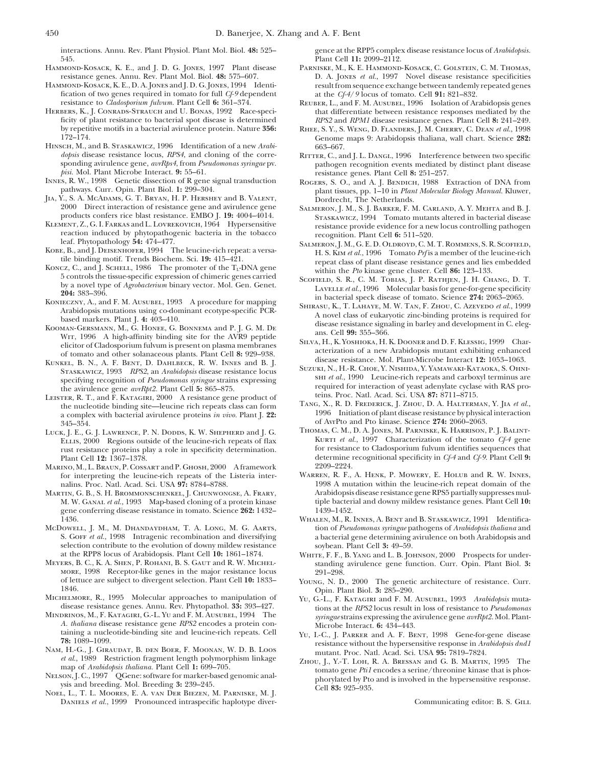interactions. Annu. Rev. Plant Physiol. Plant Mol. Biol. **48:** 525–545.

Hammond-Kosack, K. E., and J. D. G. Jones, 1997 Plant disease resistance genes. Annu. Rev. Plant Mol. Biol. **48:** 575–607.

Hammond-Kosack, K. E., D. A. Jones and J. D. G. Jones, 1994 Identification of two genes required in tomato for full *Cf-9* dependent resistance to *Cladosporium fulvum*. Plant Cell **6:** 361–374.

Herbers, K., J. Conrads-Strauch and U. Bonas, 1992 Race-specificity of plant resistance to bacterial spot disease is determined by repetitive motifs in a bacterial avirulence protein. Nature **356:** 172–174.

Hinsch, M., and B. Staskawicz, 1996 Identification of a new *Arabidopsis* disease resistance locus, *RPS4*, and cloning of the corresponding avirulence gene, *avrRps4*, from *Pseudomonas syringae* pv. *pisi*. Mol. Plant Microbe Interact. **9:** 55–61.

Innes, R. W., 1998 Genetic dissection of R gene signal transduction pathways. Curr. Opin. Plant Biol. **1:** 299–304.

Jia, Y., S. A. McAdams, G. T. Bryan, H. P. Hershey and B. Valent, 2000 Direct interaction of resistance gene and avirulence gene products confers rice blast resistance. EMBO J. **19:** 4004–4014.

Klement, Z., G. I. Farkas and L. Lovrekovich, 1964 Hypersensitive reaction induced by phytopathogenic bacteria in the tobacco leaf. Phytopathology **54:** 474–477.

Kobe, B., and J. Deisenhofer, 1994 The leucine-rich repeat: a versatile binding motif. Trends Biochem. Sci. **19:** 415–421.

Koncz, C., and J. Schell, 1986 The promoter of the $T_L$-DNA gene 5 controls the tissue-specific expression of chimeric genes carried by a novel type of *Agrobacterium* binary vector. Mol. Gen. Genet. **204:** 383–396.

Konieczny, A., and F. M. Ausubel, 1993 A procedure for mapping Arabidopsis mutations using co-dominant ecotype-specific PCR-based markers. Plant J. **4:** 403–410.

Kooman-Gersmann, M., G. Honee, G. Bonnema and P. J. G. M. De Wit, 1996 A high-affinity binding site for the AVR9 peptide elicitor of Cladosporium fulvum is present on plasma membranes of tomato and other solanaceous plants. Plant Cell **8:** 929–938.

Kunkel, B. N., A. F. Bent, D. Dahlbeck, R. W. Innes and B. J. Staskawicz, 1993 *RPS2*, an *Arabidopsis* disease resistance locus specifying recognition of *Pseudomonas syringae* strains expressing the avirulence gene *avrRpt2*. Plant Cell **5:** 865–875.

Leister, R. T., and F. Katagiri, 2000 A resistance gene product of the nucleotide binding site—leucine rich repeats class can form a complex with bacterial avirulence proteins *in vivo*. Plant J. **22:** 345–354.

Luck, J. E., G. J. Lawrence, P. N. Dodds, K. W. Shepherd and J. G. Ellis, 2000 Regions outside of the leucine-rich repeats of flax rust resistance proteins play a role in specificity determination. Plant Cell **12:** 1367–1378.

Marino, M., L. Braun, P. Cossart and P. Ghosh, 2000 A framework for interpreting the leucine-rich repeats of the Listeria internalins. Proc. Natl. Acad. Sci. USA **97:** 8784–8788.

Martin, G. B., S. H. Brommonschenkel, J. Chunwongse, A. Frary, M. W. Ganal *et al.*, 1993 Map-based cloning of a protein kinase gene conferring disease resistance in tomato. Science **262:** 1432–1436.

McDowell, J. M., M. Dhandaydham, T. A. Long, M. G. Aarts, S. Goff *et al.*, 1998 Intragenic recombination and diversifying selection contribute to the evolution of downy mildew resistance at the RPP8 locus of Arabidopsis. Plant Cell **10:** 1861–1874.

Meyers, B. C., K. A. Shen, P. Rohani, B. S. Gaut and R. W. Michelmore, 1998 Receptor-like genes in the major resistance locus of lettuce are subject to divergent selection. Plant Cell **10:** 1833–1846.

Michelmore, R., 1995 Molecular approaches to manipulation of disease resistance genes. Annu. Rev. Phytopathol. **33:** 393–427.

Mindrinos, M., F. Katagiri, G.-L. Yu and F. M. Ausubel, 1994 The *A. thaliana* disease resistance gene *RPS2* encodes a protein containing a nucleotide-binding site and leucine-rich repeats. Cell **78:** 1089–1099.

Nam, H.-G., J. Giraudat, B. den Boer, F. Moonan, W. D. B. Loos *et al.*, 1989 Restriction fragment length polymorphism linkage map of *Arabidopsis thaliana*. Plant Cell **1:** 699–705.

Nelson, J. C., 1997 QGene: software for marker-based genomic analysis and breeding. Mol. Breeding **3:** 239–245.

Noel, L., T. L. Moores, E. A. van Der Biezen, M. Parniske, M. J. Daniels *et al.*, 1999 Pronounced intraspecific haplotype divergence at the RPP5 complex disease resistance locus of *Arabidopsis*. Plant Cell **11:** 2099–2112.

Parniske, M., K. E. Hammond-Kosack, C. Golstein, C. M. Thomas, D. A. Jones *et al.*, 1997 Novel disease resistance specificities result from sequence exchange between tandemly repeated genes at the *Cf-4/9* locus of tomato. Cell **91:** 821–832.

Reuber, L., and F. M. Ausubel, 1996 Isolation of Arabidopsis genes that differentiate between resistance responses mediated by the *RPS2* and *RPM1* disease resistance genes. Plant Cell **8:** 241–249.

Rhee, S. Y., S. Weng, D. Flanders, J. M. Cherry, C. Dean *et al.*, 1998 Genome maps 9: Arabidopsis thaliana, wall chart. Science **282:** 663–667.

Ritter, C., and J. L. Dangl, 1996 Interference between two specific pathogen recognition events mediated by distinct plant disease resistance genes. Plant Cell **8:** 251–257.

Rogers, S. O., and A. J. Bendich, 1988 Extraction of DNA from plant tissues, pp. 1–10 in *Plant Molecular Biology Manual*. Kluwer, Dordrecht, The Netherlands.

Salmeron, J. M., S. J. Barker, F. M. Carland, A. Y. Mehta and B. J. Staskawicz, 1994 Tomato mutants altered in bacterial disease resistance provide evidence for a new locus controlling pathogen recognition. Plant Cell **6:** 511–520.

Salmeron, J. M., G. E. D. Oldroyd, C. M. T. Rommens, S. R. Scofield, H. S. Kim *et al.*, 1996 Tomato *Prf* is a member of the leucine-rich repeat class of plant disease resistance genes and lies embedded within the *Pto* kinase gene cluster. Cell **86:** 123–133.

Scofield, S. R., C. M. Tobias, J. P. Rathjen, J. H. Chang, D. T. Lavelle *et al.*, 1996 Molecular basis for gene-for-gene specificity in bacterial speck disease of tomato. Science **274:** 2063–2065.

Shirasu, K., T. Lahaye, M. W. Tan, F. Zhou, C. Azevedo *et al.*, 1999 A novel class of eukaryotic zinc-binding proteins is required for disease resistance signaling in barley and development in C. elegans. Cell **99:** 355–366.

Silva, H., K. Yoshioka, H. K. Dooner and D. F. Klessig, 1999 Characterization of a new Arabidopsis mutant exhibiting enhanced disease resistance. Mol. Plant-Microbe Interact **12:** 1053–1063.

Suzuki, N., H.-R. Choe, Y. Nishida, Y. Yamawaki-Kataoka, S. Ohnishi *et al.*, 1990 Leucine-rich repeats and carboxyl terminus are required for interaction of yeast adenylate cyclase with RAS proteins. Proc. Natl. Acad. Sci. USA **87:** 8711–8715.

Tang, X., R. D. Frederick, J. Zhou, D. A. Halterman, Y. Jia *et al.*, 1996 Initiation of plant disease resistance by physical interaction of AvrPto and Pto kinase. Science **274:** 2060–2063.

Thomas, C. M., D. A. Jones, M. Parniske, K. Harrison, P. J. Balint-Kurti *et al.*, 1997 Characterization of the tomato *Cf-4* gene for resistance to Cladosporium fulvum identifies sequences that determine recognitional specificity in *Cf-4* and *Cf-9*. Plant Cell **9:** 2209–2224.

Warren, R. F., A. Henk, P. Mowery, E. Holub and R. W. Innes, 1998 A mutation within the leucine-rich repeat domain of the Arabidopsis disease resistance gene RPS5 partially suppresses multiple bacterial and downy mildew resistance genes. Plant Cell **10:** 1439–1452.

Whalen, M., R. Innes, A. Bent and B. Staskawicz, 1991 Identification of *Pseudomonas syringae* pathogens of *Arabidopsis thaliana* and a bacterial gene determining avirulence on both Arabidopsis and soybean. Plant Cell **3:** 49–59.

White, F. F., B. Yang and L. B. Johnson, 2000 Prospects for understanding avirulence gene function. Curr. Opin. Plant Biol. **3:** 291–298.

Young, N. D., 2000 The genetic architecture of resistance. Curr. Opin. Plant Biol. **3:** 285–290.

Yu, G.-L., F. Katagiri and F. M. Ausubel, 1993 *Arabidopsis* mutations at the *RPS2* locus result in loss of resistance to *Pseudomonas syringae* strains expressing the avirulence gene *avrRpt2*. Mol. Plant-Microbe Interact. **6:** 434–443.

Yu, I.-C., J. Parker and A. F. Bent, 1998 Gene-for-gene disease resistance without the hypersensitive response in *Arabidopsis dnd1* mutant. Proc. Natl. Acad. Sci. USA **95:** 7819–7824.

Zhou, J., Y.-T. Loh, R. A. Bressan and G. B. Martin, 1995 The tomato gene *Pti1* encodes a serine/threonine kinase that is phosphorylated by Pto and is involved in the hypersensitive response. Cell **83:** 925–935.

Communicating editor: B. S. Gill